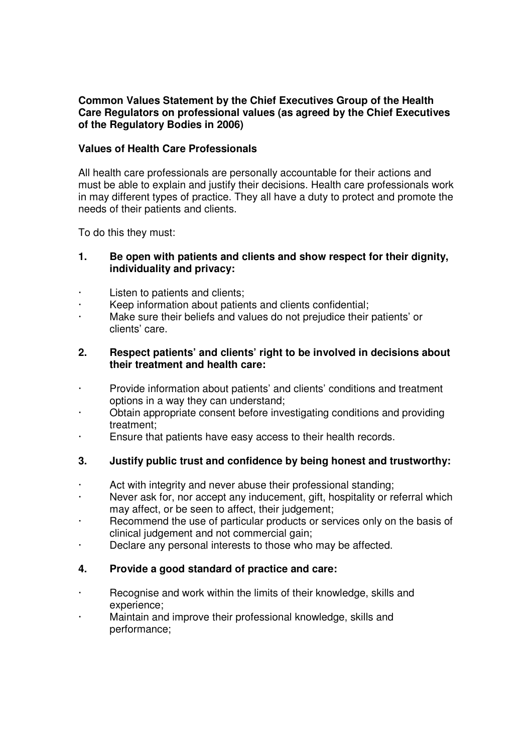**Common Values Statement by the Chief Executives Group of the Health Care Regulators on professional values (as agreed by the Chief Executives of the Regulatory Bodies in 2006)**

**Values of Health Care Professionals**

All health care professionals are personally accountable for their actions and must be able to explain and justify their decisions. Health care professionals work in may different types of practice. They all have a duty to protect and promote the needs of their patients and clients.

To do this they must:

**1. Be open with patients and clients and show respect for their dignity, individuality and privacy:**

- Listen to patients and clients;
- Keep information about patients and clients confidential;
- Make sure their beliefs and values do not prejudice their patients' or clients' care.

**2. Respect patients' and clients' right to be involved in decisions about their treatment and health care:**

- Provide information about patients' and clients' conditions and treatment options in a way they can understand;
- Obtain appropriate consent before investigating conditions and providing treatment;
- Ensure that patients have easy access to their health records.

**3. Justify public trust and confidence by being honest and trustworthy:**

- Act with integrity and never abuse their professional standing;
- Never ask for, nor accept any inducement, gift, hospitality or referral which may affect, or be seen to affect, their judgement;
- Recommend the use of particular products or services only on the basis of clinical judgement and not commercial gain;
- Declare any personal interests to those who may be affected.

**4. Provide a good standard of practice and care:**

- Recognise and work within the limits of their knowledge, skills and experience;
- Maintain and improve their professional knowledge, skills and performance;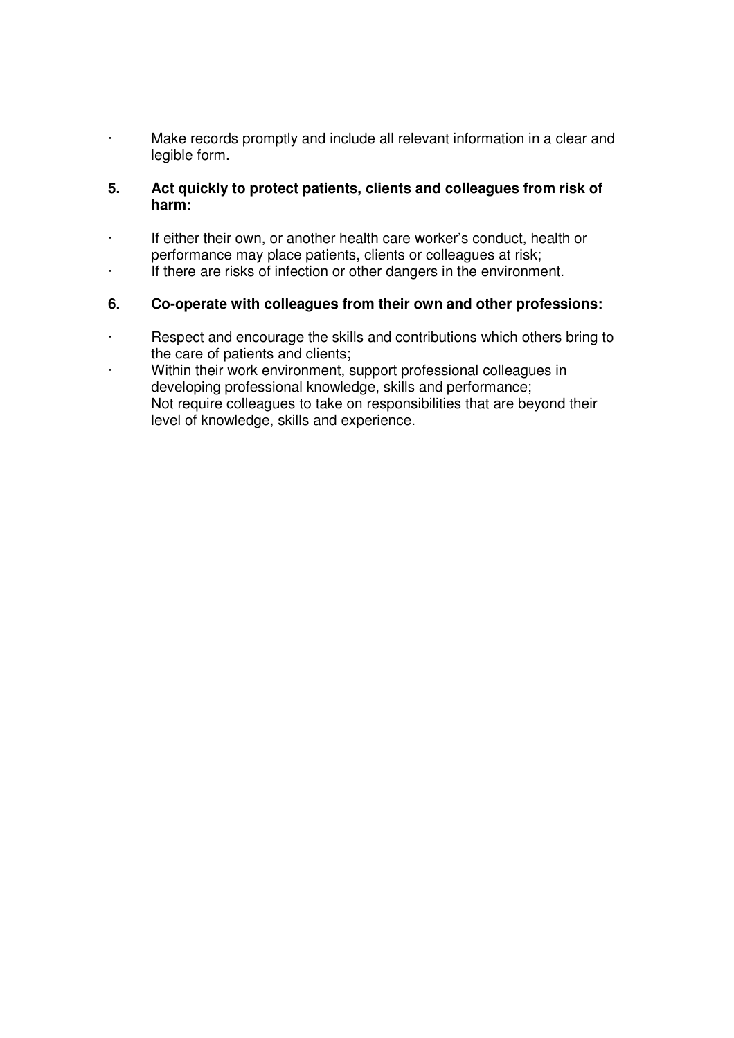- Make records promptly and include all relevant information in a clear and legible form.

**5. Act quickly to protect patients, clients and colleagues from risk of harm:**

- If either their own, or another health care worker's conduct, health or performance may place patients, clients or colleagues at risk;
- If there are risks of infection or other dangers in the environment.

**6. Co-operate with colleagues from their own and other professions:**

- Respect and encourage the skills and contributions which others bring to the care of patients and clients;
- Within their work environment, support professional colleagues in developing professional knowledge, skills and performance;
  Not require colleagues to take on responsibilities that are beyond their level of knowledge, skills and experience.